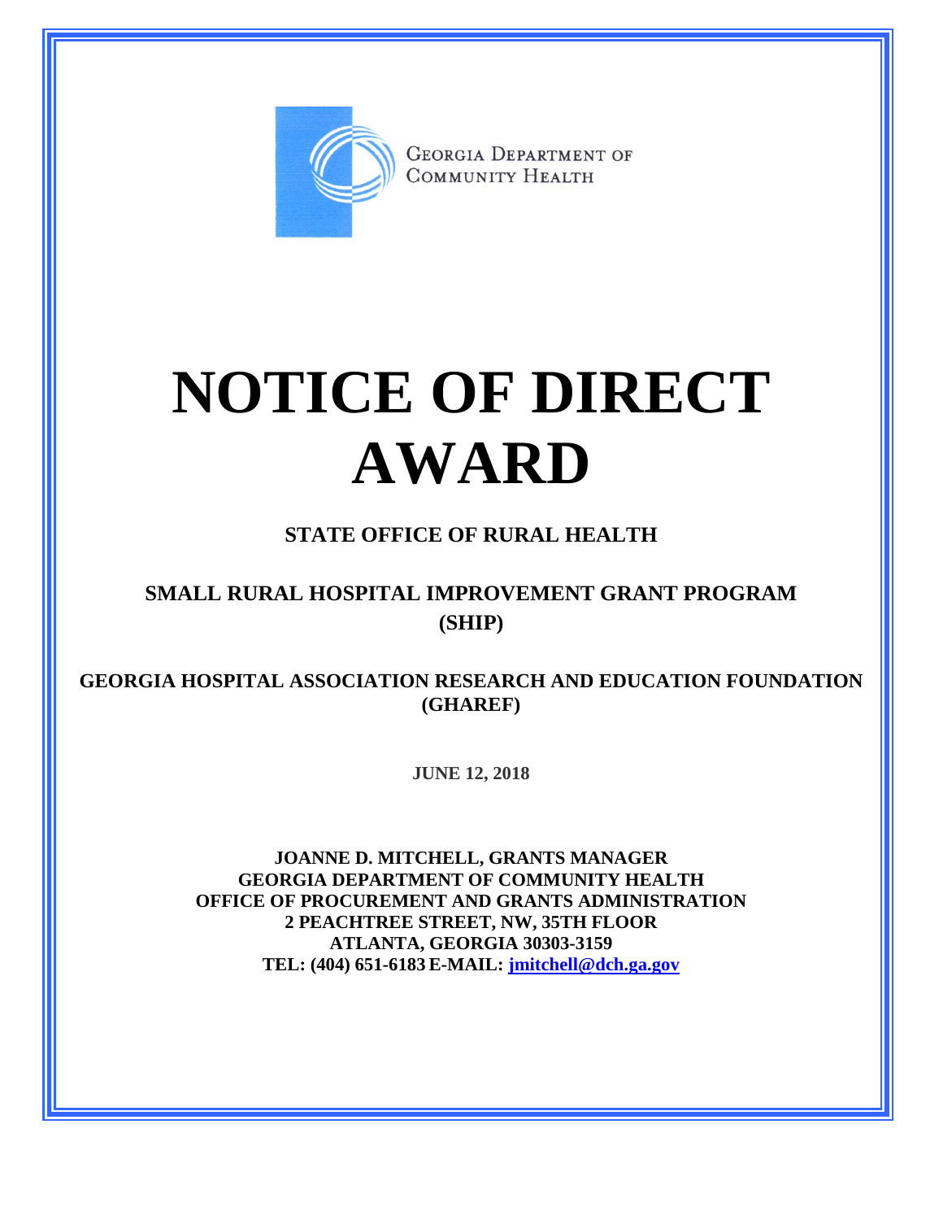GEORGIA DEPARTMENT OF COMMUNITY HEALTH

# NOTICE OF DIRECT AWARD

## STATE OFFICE OF RURAL HEALTH

## SMALL RURAL HOSPITAL IMPROVEMENT GRANT PROGRAM (SHIP)

## GEORGIA HOSPITAL ASSOCIATION RESEARCH AND EDUCATION FOUNDATION (GHAREF)

**JUNE 12, 2018**

**JOANNE D. MITCHELL, GRANTS MANAGER**
**GEORGIA DEPARTMENT OF COMMUNITY HEALTH**
**OFFICE OF PROCUREMENT AND GRANTS ADMINISTRATION**
**2 PEACHTREE STREET, NW, 35TH FLOOR**
**ATLANTA, GEORGIA 30303-3159**
**TEL: (404) 651-6183 E-MAIL: jmitchell@dch.ga.gov**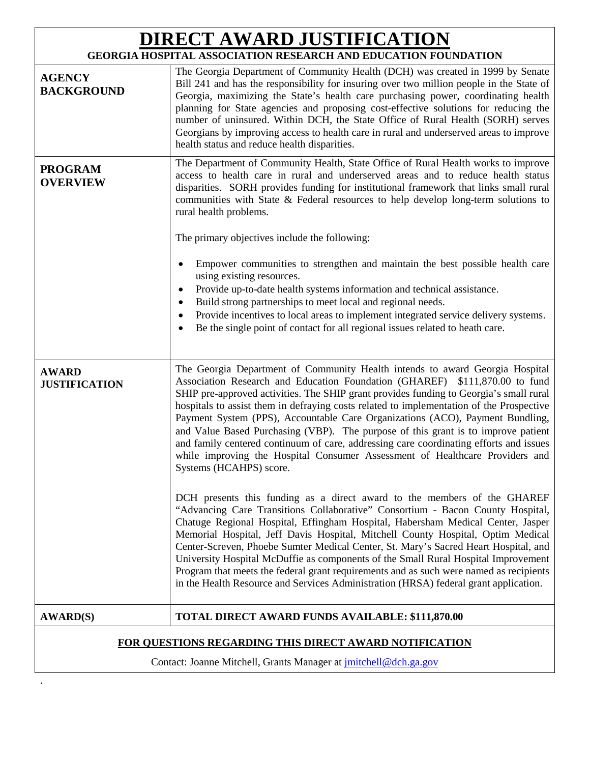# DIRECT AWARD JUSTIFICATION

**GEORGIA HOSPITAL ASSOCIATION RESEARCH AND EDUCATION FOUNDATION**

| | |
|---|---|
| **AGENCY BACKGROUND** | The Georgia Department of Community Health (DCH) was created in 1999 by Senate Bill 241 and has the responsibility for insuring over two million people in the State of Georgia, maximizing the State's health care purchasing power, coordinating health planning for State agencies and proposing cost-effective solutions for reducing the number of uninsured. Within DCH, the State Office of Rural Health (SORH) serves Georgians by improving access to health care in rural and underserved areas to improve health status and reduce health disparities. |
| **PROGRAM OVERVIEW** | The Department of Community Health, State Office of Rural Health works to improve access to health care in rural and underserved areas and to reduce health status disparities. SORH provides funding for institutional framework that links small rural communities with State & Federal resources to help develop long-term solutions to rural health problems.<br><br>The primary objectives include the following:<br><br>• Empower communities to strengthen and maintain the best possible health care using existing resources.<br>• Provide up-to-date health systems information and technical assistance.<br>• Build strong partnerships to meet local and regional needs.<br>• Provide incentives to local areas to implement integrated service delivery systems.<br>• Be the single point of contact for all regional issues related to heath care. |
| **AWARD JUSTIFICATION** | The Georgia Department of Community Health intends to award Georgia Hospital Association Research and Education Foundation (GHAREF) $111,870.00 to fund SHIP pre-approved activities. The SHIP grant provides funding to Georgia's small rural hospitals to assist them in defraying costs related to implementation of the Prospective Payment System (PPS), Accountable Care Organizations (ACO), Payment Bundling, and Value Based Purchasing (VBP). The purpose of this grant is to improve patient and family centered continuum of care, addressing care coordinating efforts and issues while improving the Hospital Consumer Assessment of Healthcare Providers and Systems (HCAHPS) score.<br><br>DCH presents this funding as a direct award to the members of the GHAREF "Advancing Care Transitions Collaborative" Consortium - Bacon County Hospital, Chatuge Regional Hospital, Effingham Hospital, Habersham Medical Center, Jasper Memorial Hospital, Jeff Davis Hospital, Mitchell County Hospital, Optim Medical Center-Screven, Phoebe Sumter Medical Center, St. Mary's Sacred Heart Hospital, and University Hospital McDuffie as components of the Small Rural Hospital Improvement Program that meets the federal grant requirements and as such were named as recipients in the Health Resource and Services Administration (HRSA) federal grant application. |
| **AWARD(S)** | **TOTAL DIRECT AWARD FUNDS AVAILABLE: $111,870.00** |

**FOR QUESTIONS REGARDING THIS DIRECT AWARD NOTIFICATION**

Contact: Joanne Mitchell, Grants Manager at jmitchell@dch.ga.gov